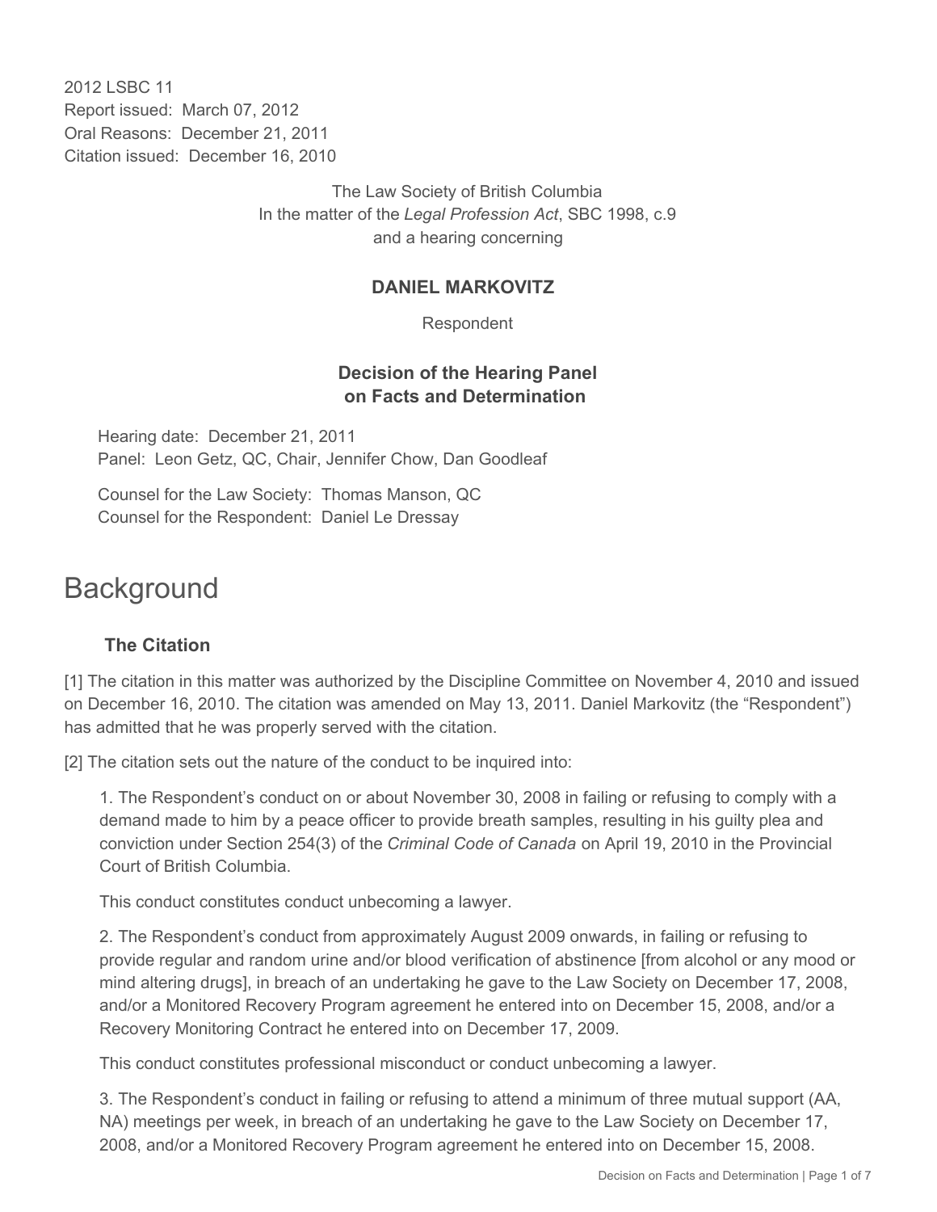2012 LSBC 11
Report issued: March 07, 2012
Oral Reasons: December 21, 2011
Citation issued: December 16, 2010

The Law Society of British Columbia
In the matter of the *Legal Profession Act*, SBC 1998, c.9
and a hearing concerning

**DANIEL MARKOVITZ**

Respondent

**Decision of the Hearing Panel on Facts and Determination**

Hearing date: December 21, 2011
Panel: Leon Getz, QC, Chair, Jennifer Chow, Dan Goodleaf

Counsel for the Law Society: Thomas Manson, QC
Counsel for the Respondent: Daniel Le Dressay

# Background

## The Citation

[1] The citation in this matter was authorized by the Discipline Committee on November 4, 2010 and issued on December 16, 2010. The citation was amended on May 13, 2011. Daniel Markovitz (the "Respondent") has admitted that he was properly served with the citation.

[2] The citation sets out the nature of the conduct to be inquired into:

1. The Respondent's conduct on or about November 30, 2008 in failing or refusing to comply with a demand made to him by a peace officer to provide breath samples, resulting in his guilty plea and conviction under Section 254(3) of the *Criminal Code of Canada* on April 19, 2010 in the Provincial Court of British Columbia.

This conduct constitutes conduct unbecoming a lawyer.

2. The Respondent's conduct from approximately August 2009 onwards, in failing or refusing to provide regular and random urine and/or blood verification of abstinence [from alcohol or any mood or mind altering drugs], in breach of an undertaking he gave to the Law Society on December 17, 2008, and/or a Monitored Recovery Program agreement he entered into on December 15, 2008, and/or a Recovery Monitoring Contract he entered into on December 17, 2009.

This conduct constitutes professional misconduct or conduct unbecoming a lawyer.

3. The Respondent's conduct in failing or refusing to attend a minimum of three mutual support (AA, NA) meetings per week, in breach of an undertaking he gave to the Law Society on December 17, 2008, and/or a Monitored Recovery Program agreement he entered into on December 15, 2008.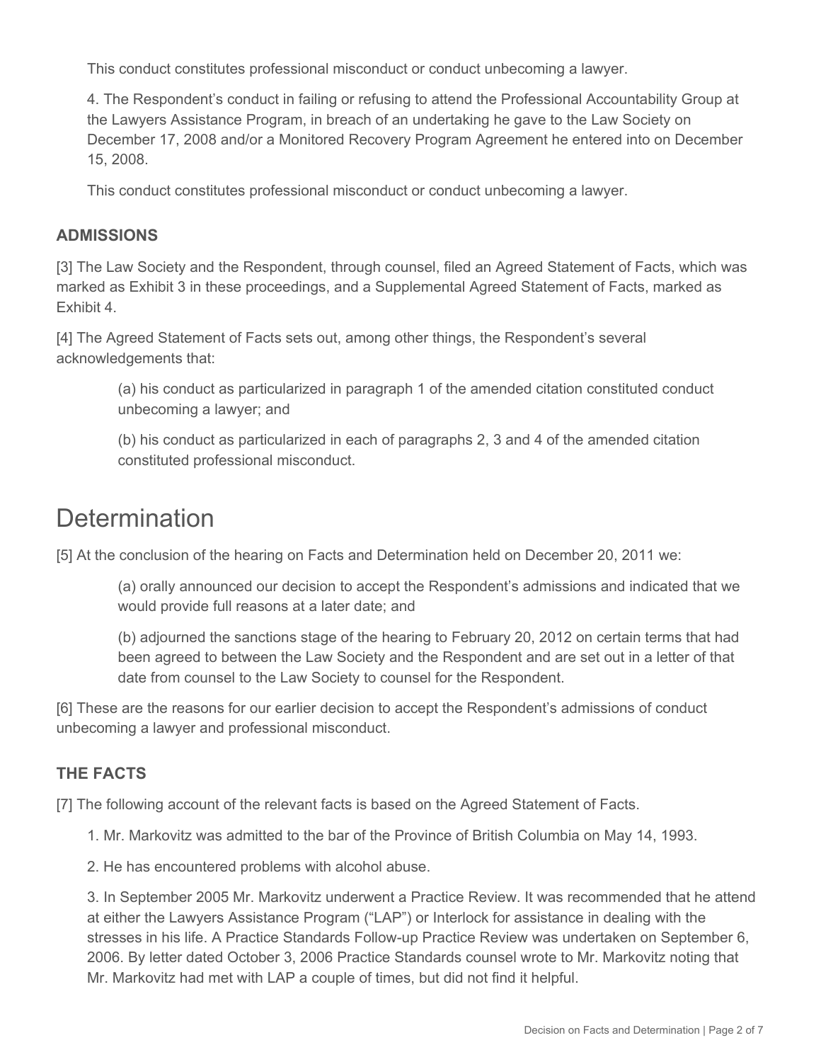This conduct constitutes professional misconduct or conduct unbecoming a lawyer.

4. The Respondent's conduct in failing or refusing to attend the Professional Accountability Group at the Lawyers Assistance Program, in breach of an undertaking he gave to the Law Society on December 17, 2008 and/or a Monitored Recovery Program Agreement he entered into on December 15, 2008.

This conduct constitutes professional misconduct or conduct unbecoming a lawyer.

### ADMISSIONS

[3] The Law Society and the Respondent, through counsel, filed an Agreed Statement of Facts, which was marked as Exhibit 3 in these proceedings, and a Supplemental Agreed Statement of Facts, marked as Exhibit 4.

[4] The Agreed Statement of Facts sets out, among other things, the Respondent's several acknowledgements that:

> (a) his conduct as particularized in paragraph 1 of the amended citation constituted conduct unbecoming a lawyer; and
>
> (b) his conduct as particularized in each of paragraphs 2, 3 and 4 of the amended citation constituted professional misconduct.

## Determination

[5] At the conclusion of the hearing on Facts and Determination held on December 20, 2011 we:

> (a) orally announced our decision to accept the Respondent's admissions and indicated that we would provide full reasons at a later date; and
>
> (b) adjourned the sanctions stage of the hearing to February 20, 2012 on certain terms that had been agreed to between the Law Society and the Respondent and are set out in a letter of that date from counsel to the Law Society to counsel for the Respondent.

[6] These are the reasons for our earlier decision to accept the Respondent's admissions of conduct unbecoming a lawyer and professional misconduct.

### THE FACTS

[7] The following account of the relevant facts is based on the Agreed Statement of Facts.

1. Mr. Markovitz was admitted to the bar of the Province of British Columbia on May 14, 1993.

2. He has encountered problems with alcohol abuse.

3. In September 2005 Mr. Markovitz underwent a Practice Review. It was recommended that he attend at either the Lawyers Assistance Program ("LAP") or Interlock for assistance in dealing with the stresses in his life. A Practice Standards Follow-up Practice Review was undertaken on September 6, 2006. By letter dated October 3, 2006 Practice Standards counsel wrote to Mr. Markovitz noting that Mr. Markovitz had met with LAP a couple of times, but did not find it helpful.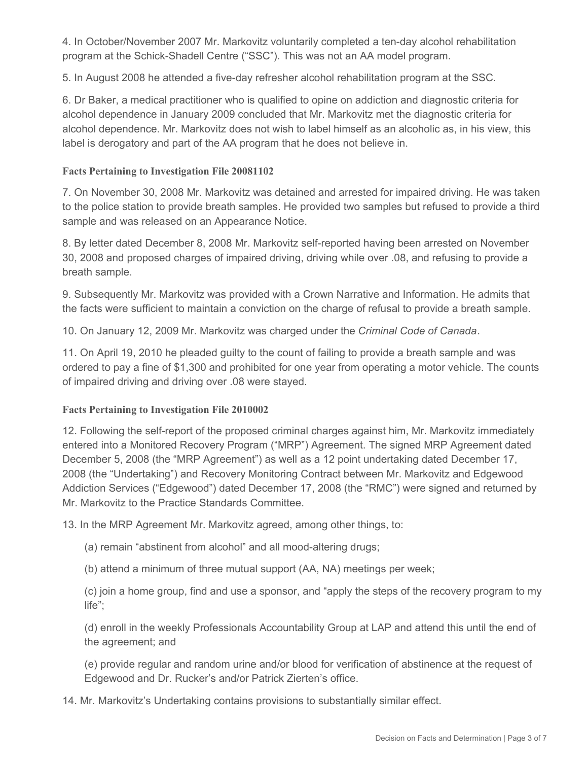4. In October/November 2007 Mr. Markovitz voluntarily completed a ten-day alcohol rehabilitation program at the Schick-Shadell Centre ("SSC"). This was not an AA model program.

5. In August 2008 he attended a five-day refresher alcohol rehabilitation program at the SSC.

6. Dr Baker, a medical practitioner who is qualified to opine on addiction and diagnostic criteria for alcohol dependence in January 2009 concluded that Mr. Markovitz met the diagnostic criteria for alcohol dependence. Mr. Markovitz does not wish to label himself as an alcoholic as, in his view, this label is derogatory and part of the AA program that he does not believe in.

**Facts Pertaining to Investigation File 20081102**

7. On November 30, 2008 Mr. Markovitz was detained and arrested for impaired driving. He was taken to the police station to provide breath samples. He provided two samples but refused to provide a third sample and was released on an Appearance Notice.

8. By letter dated December 8, 2008 Mr. Markovitz self-reported having been arrested on November 30, 2008 and proposed charges of impaired driving, driving while over .08, and refusing to provide a breath sample.

9. Subsequently Mr. Markovitz was provided with a Crown Narrative and Information. He admits that the facts were sufficient to maintain a conviction on the charge of refusal to provide a breath sample.

10. On January 12, 2009 Mr. Markovitz was charged under the *Criminal Code of Canada*.

11. On April 19, 2010 he pleaded guilty to the count of failing to provide a breath sample and was ordered to pay a fine of $1,300 and prohibited for one year from operating a motor vehicle. The counts of impaired driving and driving over .08 were stayed.

**Facts Pertaining to Investigation File 2010002**

12. Following the self-report of the proposed criminal charges against him, Mr. Markovitz immediately entered into a Monitored Recovery Program ("MRP") Agreement. The signed MRP Agreement dated December 5, 2008 (the "MRP Agreement") as well as a 12 point undertaking dated December 17, 2008 (the "Undertaking") and Recovery Monitoring Contract between Mr. Markovitz and Edgewood Addiction Services ("Edgewood") dated December 17, 2008 (the "RMC") were signed and returned by Mr. Markovitz to the Practice Standards Committee.

13. In the MRP Agreement Mr. Markovitz agreed, among other things, to:

(a) remain "abstinent from alcohol" and all mood-altering drugs;

(b) attend a minimum of three mutual support (AA, NA) meetings per week;

(c) join a home group, find and use a sponsor, and "apply the steps of the recovery program to my life";

(d) enroll in the weekly Professionals Accountability Group at LAP and attend this until the end of the agreement; and

(e) provide regular and random urine and/or blood for verification of abstinence at the request of Edgewood and Dr. Rucker's and/or Patrick Zierten's office.

14. Mr. Markovitz's Undertaking contains provisions to substantially similar effect.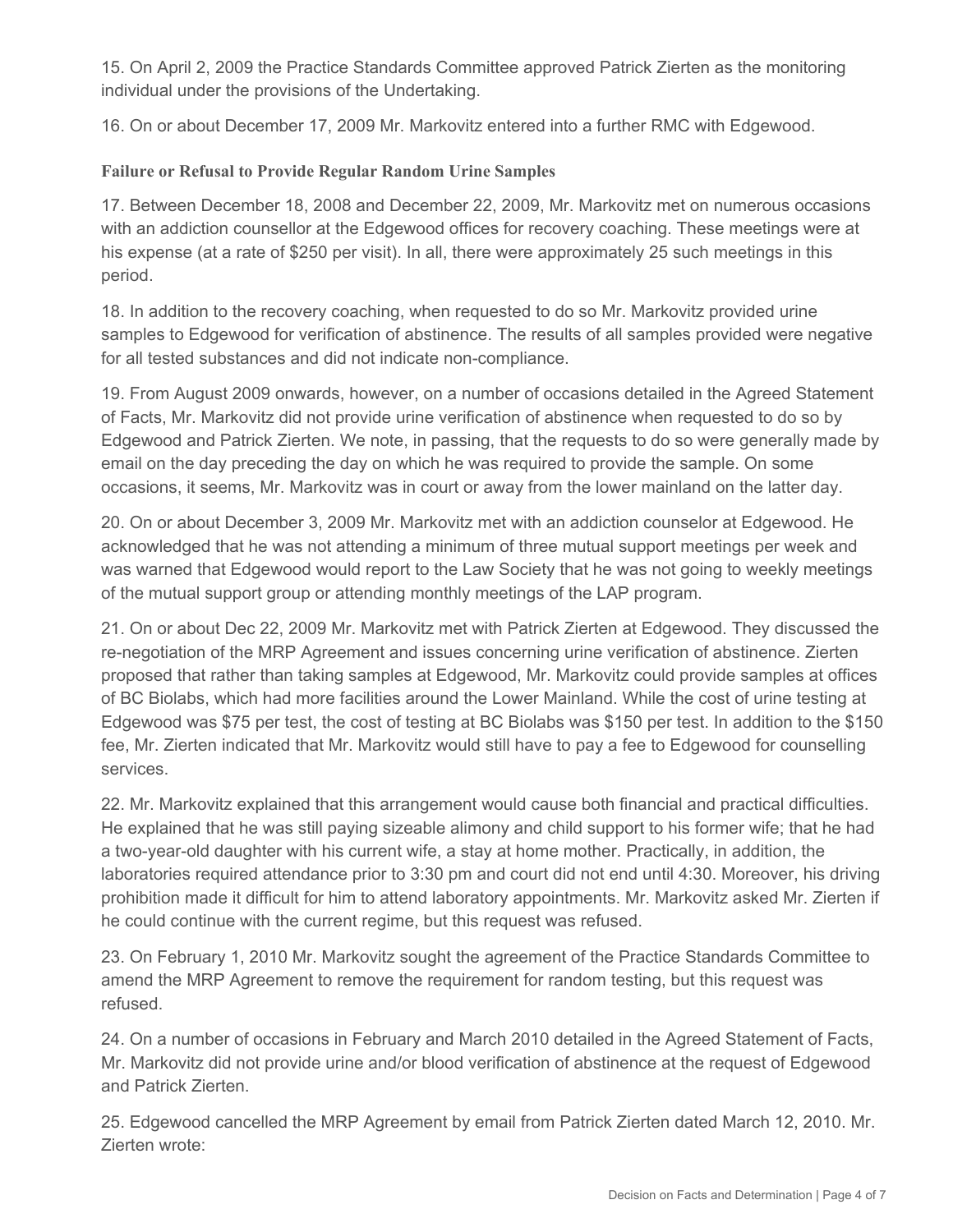15. On April 2, 2009 the Practice Standards Committee approved Patrick Zierten as the monitoring individual under the provisions of the Undertaking.

16. On or about December 17, 2009 Mr. Markovitz entered into a further RMC with Edgewood.

**Failure or Refusal to Provide Regular Random Urine Samples**

17. Between December 18, 2008 and December 22, 2009, Mr. Markovitz met on numerous occasions with an addiction counsellor at the Edgewood offices for recovery coaching. These meetings were at his expense (at a rate of $250 per visit). In all, there were approximately 25 such meetings in this period.

18. In addition to the recovery coaching, when requested to do so Mr. Markovitz provided urine samples to Edgewood for verification of abstinence. The results of all samples provided were negative for all tested substances and did not indicate non-compliance.

19. From August 2009 onwards, however, on a number of occasions detailed in the Agreed Statement of Facts, Mr. Markovitz did not provide urine verification of abstinence when requested to do so by Edgewood and Patrick Zierten. We note, in passing, that the requests to do so were generally made by email on the day preceding the day on which he was required to provide the sample. On some occasions, it seems, Mr. Markovitz was in court or away from the lower mainland on the latter day.

20. On or about December 3, 2009 Mr. Markovitz met with an addiction counselor at Edgewood. He acknowledged that he was not attending a minimum of three mutual support meetings per week and was warned that Edgewood would report to the Law Society that he was not going to weekly meetings of the mutual support group or attending monthly meetings of the LAP program.

21. On or about Dec 22, 2009 Mr. Markovitz met with Patrick Zierten at Edgewood. They discussed the re-negotiation of the MRP Agreement and issues concerning urine verification of abstinence. Zierten proposed that rather than taking samples at Edgewood, Mr. Markovitz could provide samples at offices of BC Biolabs, which had more facilities around the Lower Mainland. While the cost of urine testing at Edgewood was $75 per test, the cost of testing at BC Biolabs was $150 per test. In addition to the $150 fee, Mr. Zierten indicated that Mr. Markovitz would still have to pay a fee to Edgewood for counselling services.

22. Mr. Markovitz explained that this arrangement would cause both financial and practical difficulties. He explained that he was still paying sizeable alimony and child support to his former wife; that he had a two-year-old daughter with his current wife, a stay at home mother. Practically, in addition, the laboratories required attendance prior to 3:30 pm and court did not end until 4:30. Moreover, his driving prohibition made it difficult for him to attend laboratory appointments. Mr. Markovitz asked Mr. Zierten if he could continue with the current regime, but this request was refused.

23. On February 1, 2010 Mr. Markovitz sought the agreement of the Practice Standards Committee to amend the MRP Agreement to remove the requirement for random testing, but this request was refused.

24. On a number of occasions in February and March 2010 detailed in the Agreed Statement of Facts, Mr. Markovitz did not provide urine and/or blood verification of abstinence at the request of Edgewood and Patrick Zierten.

25. Edgewood cancelled the MRP Agreement by email from Patrick Zierten dated March 12, 2010. Mr. Zierten wrote: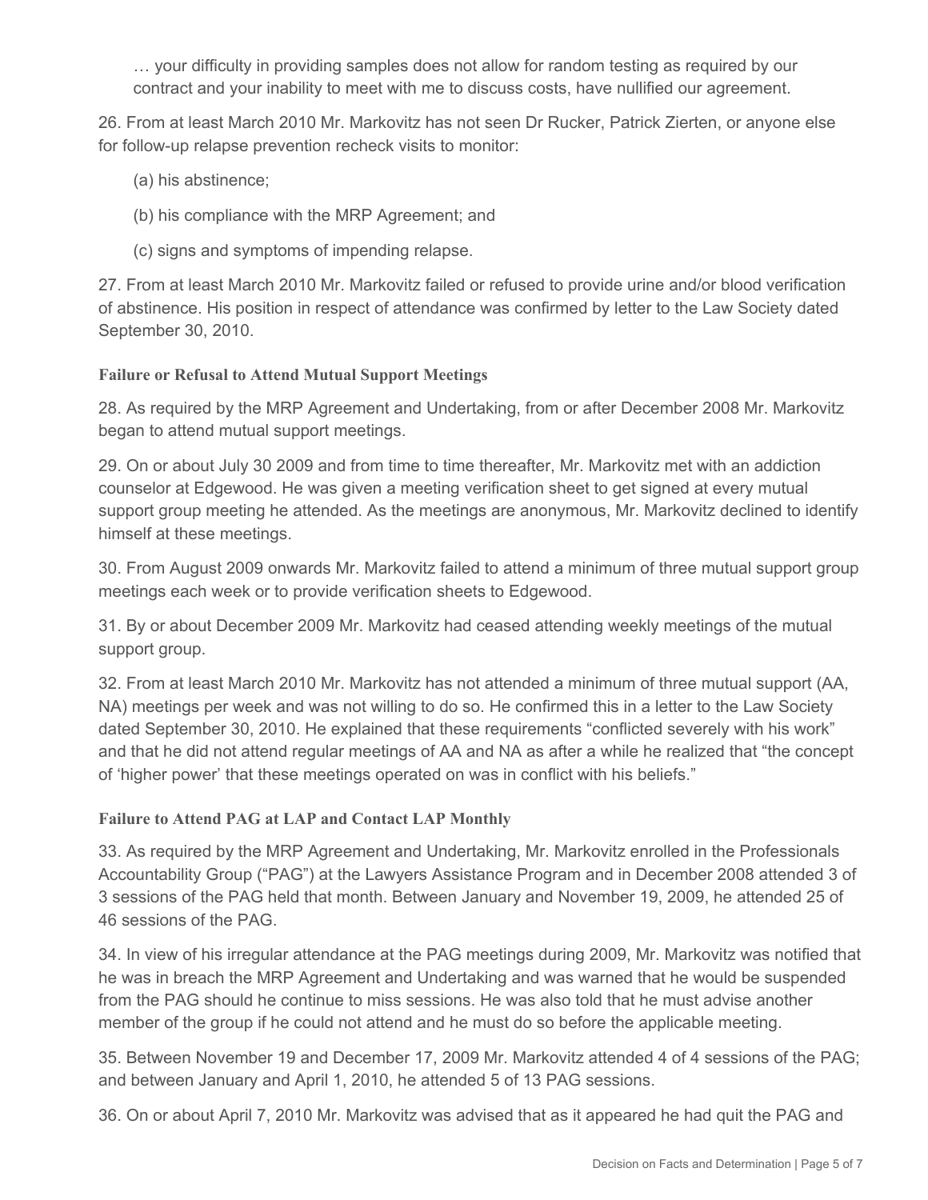> … your difficulty in providing samples does not allow for random testing as required by our contract and your inability to meet with me to discuss costs, have nullified our agreement.

26. From at least March 2010 Mr. Markovitz has not seen Dr Rucker, Patrick Zierten, or anyone else for follow-up relapse prevention recheck visits to monitor:

    (a) his abstinence;

    (b) his compliance with the MRP Agreement; and

    (c) signs and symptoms of impending relapse.

27. From at least March 2010 Mr. Markovitz failed or refused to provide urine and/or blood verification of abstinence. His position in respect of attendance was confirmed by letter to the Law Society dated September 30, 2010.

**Failure or Refusal to Attend Mutual Support Meetings**

28. As required by the MRP Agreement and Undertaking, from or after December 2008 Mr. Markovitz began to attend mutual support meetings.

29. On or about July 30 2009 and from time to time thereafter, Mr. Markovitz met with an addiction counselor at Edgewood. He was given a meeting verification sheet to get signed at every mutual support group meeting he attended. As the meetings are anonymous, Mr. Markovitz declined to identify himself at these meetings.

30. From August 2009 onwards Mr. Markovitz failed to attend a minimum of three mutual support group meetings each week or to provide verification sheets to Edgewood.

31. By or about December 2009 Mr. Markovitz had ceased attending weekly meetings of the mutual support group.

32. From at least March 2010 Mr. Markovitz has not attended a minimum of three mutual support (AA, NA) meetings per week and was not willing to do so. He confirmed this in a letter to the Law Society dated September 30, 2010. He explained that these requirements "conflicted severely with his work" and that he did not attend regular meetings of AA and NA as after a while he realized that "the concept of 'higher power' that these meetings operated on was in conflict with his beliefs."

**Failure to Attend PAG at LAP and Contact LAP Monthly**

33. As required by the MRP Agreement and Undertaking, Mr. Markovitz enrolled in the Professionals Accountability Group ("PAG") at the Lawyers Assistance Program and in December 2008 attended 3 of 3 sessions of the PAG held that month. Between January and November 19, 2009, he attended 25 of 46 sessions of the PAG.

34. In view of his irregular attendance at the PAG meetings during 2009, Mr. Markovitz was notified that he was in breach the MRP Agreement and Undertaking and was warned that he would be suspended from the PAG should he continue to miss sessions. He was also told that he must advise another member of the group if he could not attend and he must do so before the applicable meeting.

35. Between November 19 and December 17, 2009 Mr. Markovitz attended 4 of 4 sessions of the PAG; and between January and April 1, 2010, he attended 5 of 13 PAG sessions.

36. On or about April 7, 2010 Mr. Markovitz was advised that as it appeared he had quit the PAG and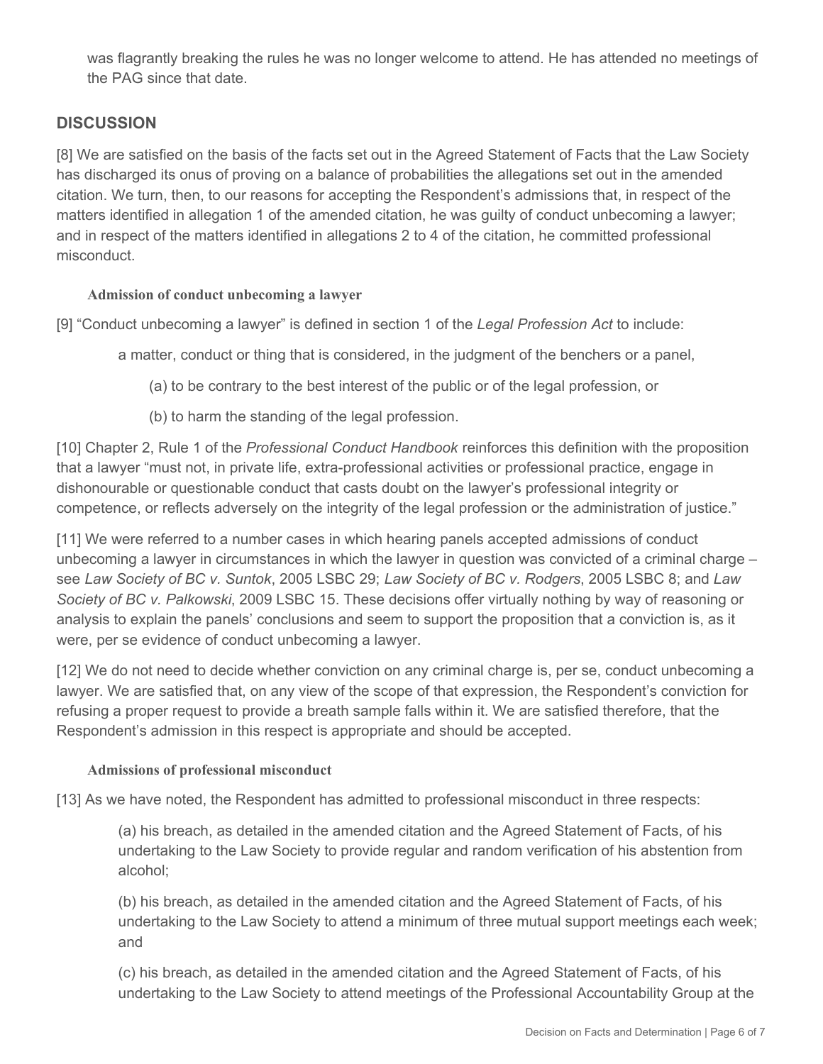was flagrantly breaking the rules he was no longer welcome to attend. He has attended no meetings of the PAG since that date.

## DISCUSSION

[8] We are satisfied on the basis of the facts set out in the Agreed Statement of Facts that the Law Society has discharged its onus of proving on a balance of probabilities the allegations set out in the amended citation. We turn, then, to our reasons for accepting the Respondent's admissions that, in respect of the matters identified in allegation 1 of the amended citation, he was guilty of conduct unbecoming a lawyer; and in respect of the matters identified in allegations 2 to 4 of the citation, he committed professional misconduct.

### Admission of conduct unbecoming a lawyer

[9] "Conduct unbecoming a lawyer" is defined in section 1 of the *Legal Profession Act* to include:

> a matter, conduct or thing that is considered, in the judgment of the benchers or a panel,
>
> (a) to be contrary to the best interest of the public or of the legal profession, or
>
> (b) to harm the standing of the legal profession.

[10] Chapter 2, Rule 1 of the *Professional Conduct Handbook* reinforces this definition with the proposition that a lawyer "must not, in private life, extra-professional activities or professional practice, engage in dishonourable or questionable conduct that casts doubt on the lawyer's professional integrity or competence, or reflects adversely on the integrity of the legal profession or the administration of justice."

[11] We were referred to a number cases in which hearing panels accepted admissions of conduct unbecoming a lawyer in circumstances in which the lawyer in question was convicted of a criminal charge – see *Law Society of BC v. Suntok*, 2005 LSBC 29; *Law Society of BC v. Rodgers*, 2005 LSBC 8; and *Law Society of BC v. Palkowski*, 2009 LSBC 15. These decisions offer virtually nothing by way of reasoning or analysis to explain the panels' conclusions and seem to support the proposition that a conviction is, as it were, per se evidence of conduct unbecoming a lawyer.

[12] We do not need to decide whether conviction on any criminal charge is, per se, conduct unbecoming a lawyer. We are satisfied that, on any view of the scope of that expression, the Respondent's conviction for refusing a proper request to provide a breath sample falls within it. We are satisfied therefore, that the Respondent's admission in this respect is appropriate and should be accepted.

### Admissions of professional misconduct

[13] As we have noted, the Respondent has admitted to professional misconduct in three respects:

> (a) his breach, as detailed in the amended citation and the Agreed Statement of Facts, of his undertaking to the Law Society to provide regular and random verification of his abstention from alcohol;
>
> (b) his breach, as detailed in the amended citation and the Agreed Statement of Facts, of his undertaking to the Law Society to attend a minimum of three mutual support meetings each week; and
>
> (c) his breach, as detailed in the amended citation and the Agreed Statement of Facts, of his undertaking to the Law Society to attend meetings of the Professional Accountability Group at the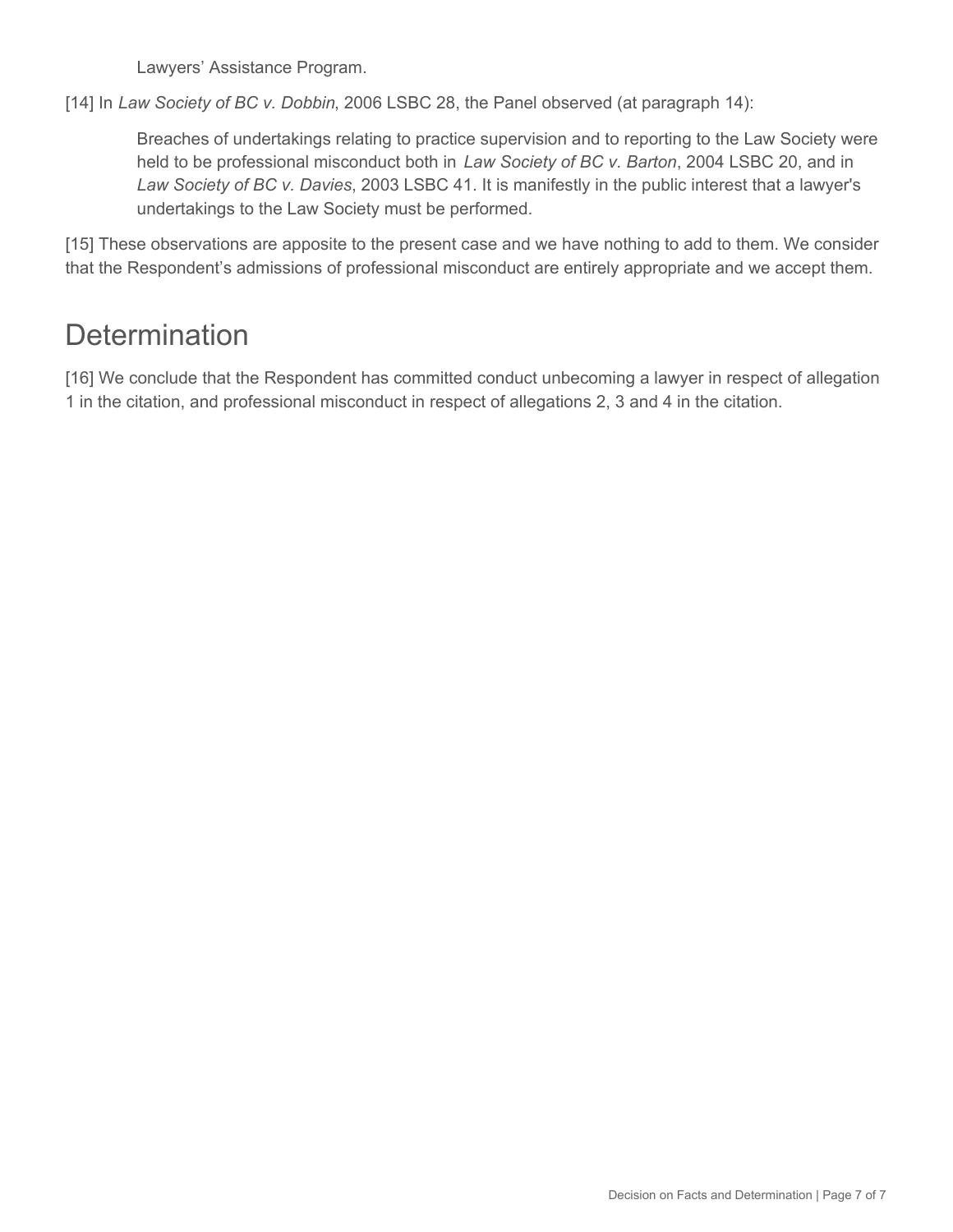Lawyers' Assistance Program.

[14] In *Law Society of BC v. Dobbin*, 2006 LSBC 28, the Panel observed (at paragraph 14):

> Breaches of undertakings relating to practice supervision and to reporting to the Law Society were held to be professional misconduct both in *Law Society of BC v. Barton*, 2004 LSBC 20, and in *Law Society of BC v. Davies*, 2003 LSBC 41. It is manifestly in the public interest that a lawyer's undertakings to the Law Society must be performed.

[15] These observations are apposite to the present case and we have nothing to add to them. We consider that the Respondent's admissions of professional misconduct are entirely appropriate and we accept them.

# Determination

[16] We conclude that the Respondent has committed conduct unbecoming a lawyer in respect of allegation 1 in the citation, and professional misconduct in respect of allegations 2, 3 and 4 in the citation.